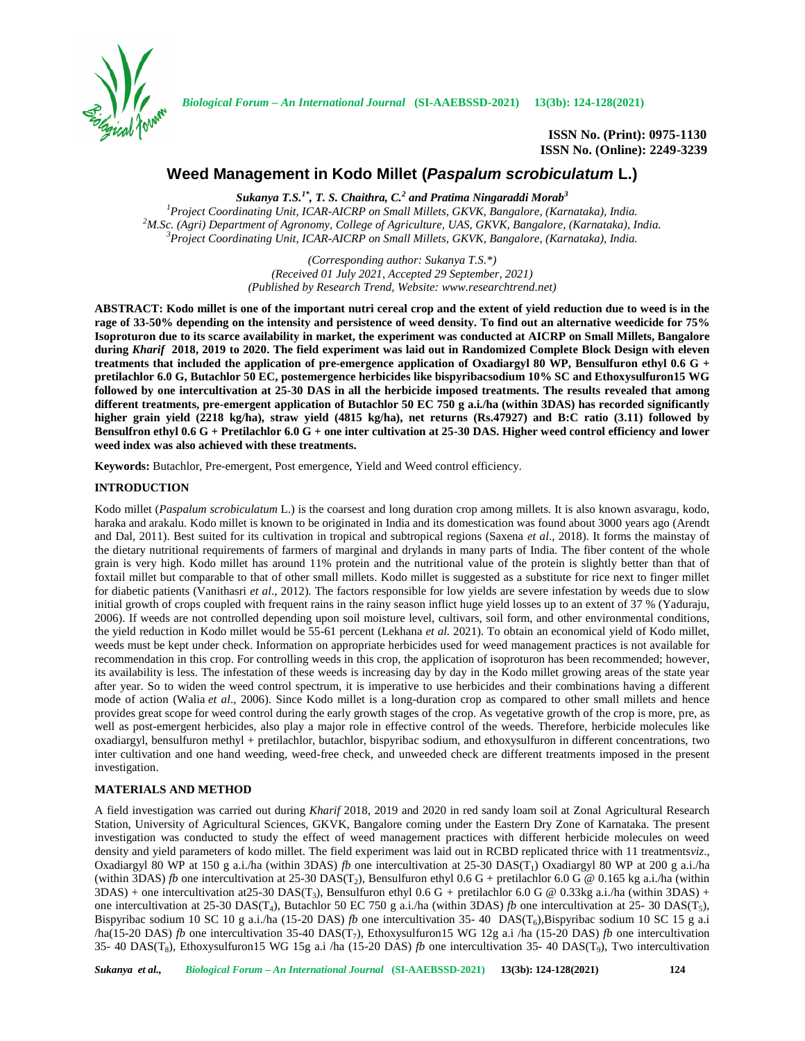ISSN No. (Print): 0975-1130
ISSN No. (Online): 2249-3239

# Weed Management in Kodo Millet (*Paspalum scrobiculatum* L.)

***Sukanya T.S.[1\*], T. S. Chaithra, C.[2] and Pratima Ningaraddi Morab[3]***

[1]*Project Coordinating Unit, ICAR-AICRP on Small Millets, GKVK, Bangalore, (Karnataka), India.*
[2]*M.Sc. (Agri) Department of Agronomy, College of Agriculture, UAS, GKVK, Bangalore, (Karnataka), India.*
[3]*Project Coordinating Unit, ICAR-AICRP on Small Millets, GKVK, Bangalore, (Karnataka), India.*

*(Corresponding author: Sukanya T.S.\*)*
*(Received 01 July 2021, Accepted 29 September, 2021)*
*(Published by Research Trend, Website: www.researchtrend.net)*

**ABSTRACT: Kodo millet is one of the important nutri cereal crop and the extent of yield reduction due to weed is in the rage of 33-50% depending on the intensity and persistence of weed density. To find out an alternative weedicide for 75% Isoproturon due to its scarce availability in market, the experiment was conducted at AICRP on Small Millets, Bangalore during *Kharif* 2018, 2019 to 2020. The field experiment was laid out in Randomized Complete Block Design with eleven treatments that included the application of pre-emergence application of Oxadiargyl 80 WP, Bensulfuron ethyl 0.6 G + pretilachlor 6.0 G, Butachlor 50 EC, postemergence herbicides like bispyribacsodium 10% SC and Ethoxysulfuron15 WG followed by one intercultivation at 25-30 DAS in all the herbicide imposed treatments. The results revealed that among different treatments, pre-emergent application of Butachlor 50 EC 750 g a.i./ha (within 3DAS) has recorded significantly higher grain yield (2218 kg/ha), straw yield (4815 kg/ha), net returns (Rs.47927) and B:C ratio (3.11) followed by Bensulfron ethyl 0.6 G + Pretilachlor 6.0 G + one inter cultivation at 25-30 DAS. Higher weed control efficiency and lower weed index was also achieved with these treatments.**

**Keywords:** Butachlor, Pre-emergent, Post emergence, Yield and Weed control efficiency.

## INTRODUCTION

Kodo millet (*Paspalum scrobiculatum* L.) is the coarsest and long duration crop among millets. It is also known asvaragu, kodo, haraka and arakalu. Kodo millet is known to be originated in India and its domestication was found about 3000 years ago (Arendt and Dal, 2011). Best suited for its cultivation in tropical and subtropical regions (Saxena *et al*., 2018). It forms the mainstay of the dietary nutritional requirements of farmers of marginal and drylands in many parts of India. The fiber content of the whole grain is very high. Kodo millet has around 11% protein and the nutritional value of the protein is slightly better than that of foxtail millet but comparable to that of other small millets. Kodo millet is suggested as a substitute for rice next to finger millet for diabetic patients (Vanithasri *et al*., 2012). The factors responsible for low yields are severe infestation by weeds due to slow initial growth of crops coupled with frequent rains in the rainy season inflict huge yield losses up to an extent of 37 % (Yaduraju, 2006). If weeds are not controlled depending upon soil moisture level, cultivars, soil form, and other environmental conditions, the yield reduction in Kodo millet would be 55-61 percent (Lekhana *et al.* 2021). To obtain an economical yield of Kodo millet, weeds must be kept under check. Information on appropriate herbicides used for weed management practices is not available for recommendation in this crop. For controlling weeds in this crop, the application of isoproturon has been recommended; however, its availability is less. The infestation of these weeds is increasing day by day in the Kodo millet growing areas of the state year after year. So to widen the weed control spectrum, it is imperative to use herbicides and their combinations having a different mode of action (Walia *et al*., 2006). Since Kodo millet is a long-duration crop as compared to other small millets and hence provides great scope for weed control during the early growth stages of the crop. As vegetative growth of the crop is more, pre, as well as post-emergent herbicides, also play a major role in effective control of the weeds. Therefore, herbicide molecules like oxadiargyl, bensulfuron methyl + pretilachlor, butachlor, bispyribac sodium, and ethoxysulfuron in different concentrations, two inter cultivation and one hand weeding, weed-free check, and unweeded check are different treatments imposed in the present investigation.

## MATERIALS AND METHOD

A field investigation was carried out during *Kharif* 2018, 2019 and 2020 in red sandy loam soil at Zonal Agricultural Research Station, University of Agricultural Sciences, GKVK, Bangalore coming under the Eastern Dry Zone of Karnataka. The present investigation was conducted to study the effect of weed management practices with different herbicide molecules on weed density and yield parameters of kodo millet. The field experiment was laid out in RCBD replicated thrice with 11 treatments*viz*., Oxadiargyl 80 WP at 150 g a.i./ha (within 3DAS) *fb* one intercultivation at 25-30 DAS($T_1$) Oxadiargyl 80 WP at 200 g a.i./ha (within 3DAS) *fb* one intercultivation at 25-30 DAS($T_2$), Bensulfuron ethyl 0.6 G + pretilachlor 6.0 G @ 0.165 kg a.i./ha (within 3DAS) + one intercultivation at25-30 DAS($T_3$), Bensulfuron ethyl 0.6 G + pretilachlor 6.0 G @ 0.33kg a.i./ha (within 3DAS) + one intercultivation at 25-30 DAS($T_4$), Butachlor 50 EC 750 g a.i./ha (within 3DAS) *fb* one intercultivation at 25- 30 DAS($T_5$), Bispyribac sodium 10 SC 10 g a.i./ha (15-20 DAS) *fb* one intercultivation 35- 40 DAS($T_6$),Bispyribac sodium 10 SC 15 g a.i /ha(15-20 DAS) *fb* one intercultivation 35-40 DAS($T_7$), Ethoxysulfuron15 WG 12g a.i /ha (15-20 DAS) *fb* one intercultivation 35- 40 DAS($T_8$), Ethoxysulfuron15 WG 15g a.i /ha (15-20 DAS) *fb* one intercultivation 35- 40 DAS($T_9$), Two intercultivation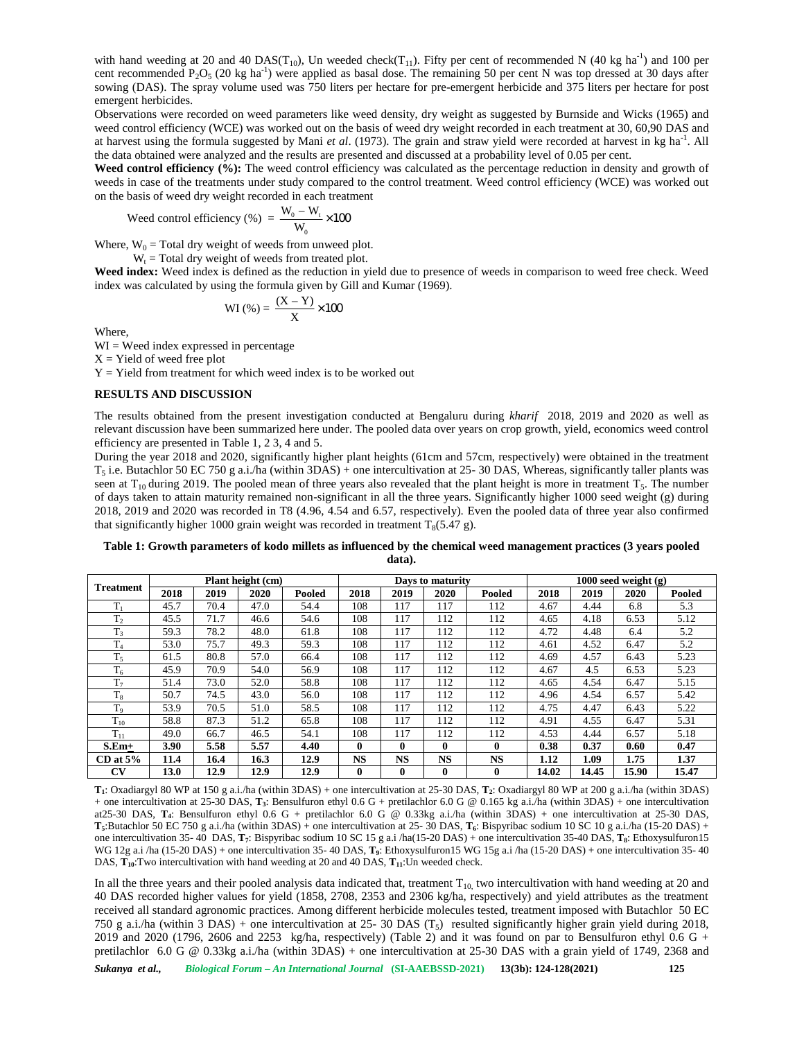with hand weeding at 20 and 40 DAS($T_{10}$), Un weeded check($T_{11}$). Fifty per cent of recommended N (40 kg $ha^{-1}$) and 100 per cent recommended $P_2O_5$ (20 kg $ha^{-1}$) were applied as basal dose. The remaining 50 per cent N was top dressed at 30 days after sowing (DAS). The spray volume used was 750 liters per hectare for pre-emergent herbicide and 375 liters per hectare for post emergent herbicides.

Observations were recorded on weed parameters like weed density, dry weight as suggested by Burnside and Wicks (1965) and weed control efficiency (WCE) was worked out on the basis of weed dry weight recorded in each treatment at 30, 60,90 DAS and at harvest using the formula suggested by Mani *et al*. (1973). The grain and straw yield were recorded at harvest in kg $ha^{-1}$. All the data obtained were analyzed and the results are presented and discussed at a probability level of 0.05 per cent.

**Weed control efficiency (%):** The weed control efficiency was calculated as the percentage reduction in density and growth of weeds in case of the treatments under study compared to the control treatment. Weed control efficiency (WCE) was worked out on the basis of weed dry weight recorded in each treatment

$$\text{Weed control efficiency (\%)} = \frac{W_0 - W_t}{W_0} \times 100$$

Where, $W_0$ = Total dry weight of weeds from unweed plot.

$W_t$ = Total dry weight of weeds from treated plot.

**Weed index:** Weed index is defined as the reduction in yield due to presence of weeds in comparison to weed free check. Weed index was calculated by using the formula given by Gill and Kumar (1969).

$$\text{WI (\%)} = \frac{(X - Y)}{X} \times 100$$

Where,

WI = Weed index expressed in percentage

X = Yield of weed free plot

Y = Yield from treatment for which weed index is to be worked out

## RESULTS AND DISCUSSION

The results obtained from the present investigation conducted at Bengaluru during *kharif* 2018, 2019 and 2020 as well as relevant discussion have been summarized here under. The pooled data over years on crop growth, yield, economics weed control efficiency are presented in Table 1, 2 3, 4 and 5.

During the year 2018 and 2020, significantly higher plant heights (61cm and 57cm, respectively) were obtained in the treatment $T_5$ i.e. Butachlor 50 EC 750 g a.i./ha (within 3DAS) + one intercultivation at 25- 30 DAS, Whereas, significantly taller plants was seen at $T_{10}$ during 2019. The pooled mean of three years also revealed that the plant height is more in treatment $T_5$. The number of days taken to attain maturity remained non-significant in all the three years. Significantly higher 1000 seed weight (g) during 2018, 2019 and 2020 was recorded in T8 (4.96, 4.54 and 6.57, respectively). Even the pooled data of three year also confirmed that significantly higher 1000 grain weight was recorded in treatment $T_8$(5.47 g).

**Table 1: Growth parameters of kodo millets as influenced by the chemical weed management practices (3 years pooled data).**

| Treatment | Plant height (cm) | | | | Days to maturity | | | | 1000 seed weight (g) | | | |
|---|---|---|---|---|---|---|---|---|---|---|---|---|
| | 2018 | 2019 | 2020 | Pooled | 2018 | 2019 | 2020 | Pooled | 2018 | 2019 | 2020 | Pooled |
| $T_1$ | 45.7 | 70.4 | 47.0 | 54.4 | 108 | 117 | 117 | 112 | 4.67 | 4.44 | 6.8 | 5.3 |
| $T_2$ | 45.5 | 71.7 | 46.6 | 54.6 | 108 | 117 | 112 | 112 | 4.65 | 4.18 | 6.53 | 5.12 |
| $T_3$ | 59.3 | 78.2 | 48.0 | 61.8 | 108 | 117 | 112 | 112 | 4.72 | 4.48 | 6.4 | 5.2 |
| $T_4$ | 53.0 | 75.7 | 49.3 | 59.3 | 108 | 117 | 112 | 112 | 4.61 | 4.52 | 6.47 | 5.2 |
| $T_5$ | 61.5 | 80.8 | 57.0 | 66.4 | 108 | 117 | 112 | 112 | 4.69 | 4.57 | 6.43 | 5.23 |
| $T_6$ | 45.9 | 70.9 | 54.0 | 56.9 | 108 | 117 | 112 | 112 | 4.67 | 4.5 | 6.53 | 5.23 |
| $T_7$ | 51.4 | 73.0 | 52.0 | 58.8 | 108 | 117 | 112 | 112 | 4.65 | 4.54 | 6.47 | 5.15 |
| $T_8$ | 50.7 | 74.5 | 43.0 | 56.0 | 108 | 117 | 112 | 112 | 4.96 | 4.54 | 6.57 | 5.42 |
| $T_9$ | 53.9 | 70.5 | 51.0 | 58.5 | 108 | 117 | 112 | 112 | 4.75 | 4.47 | 6.43 | 5.22 |
| $T_{10}$ | 58.8 | 87.3 | 51.2 | 65.8 | 108 | 117 | 112 | 112 | 4.91 | 4.55 | 6.47 | 5.31 |
| $T_{11}$ | 49.0 | 66.7 | 46.5 | 54.1 | 108 | 117 | 112 | 112 | 4.53 | 4.44 | 6.57 | 5.18 |
| **S.Em±** | **3.90** | **5.58** | **5.57** | **4.40** | **0** | **0** | **0** | **0** | **0.38** | **0.37** | **0.60** | **0.47** |
| **CD at 5%** | **11.4** | **16.4** | **16.3** | **12.9** | **NS** | **NS** | **NS** | **NS** | **1.12** | **1.09** | **1.75** | **1.37** |
| **CV** | **13.0** | **12.9** | **12.9** | **12.9** | **0** | **0** | **0** | **0** | **14.02** | **14.45** | **15.90** | **15.47** |

**$T_1$**: Oxadiargyl 80 WP at 150 g a.i./ha (within 3DAS) + one intercultivation at 25-30 DAS, **$T_2$**: Oxadiargyl 80 WP at 200 g a.i./ha (within 3DAS) + one intercultivation at 25-30 DAS, **$T_3$**: Bensulfuron ethyl 0.6 G + pretilachlor 6.0 G @ 0.165 kg a.i./ha (within 3DAS) + one intercultivation at25-30 DAS, **$T_4$**: Bensulfuron ethyl 0.6 G + pretilachlor 6.0 G @ 0.33kg a.i./ha (within 3DAS) + one intercultivation at 25-30 DAS, **$T_5$**:Butachlor 50 EC 750 g a.i./ha (within 3DAS) + one intercultivation at 25- 30 DAS, **$T_6$**: Bispyribac sodium 10 SC 10 g a.i./ha (15-20 DAS) + one intercultivation 35- 40 DAS, **$T_7$**: Bispyribac sodium 10 SC 15 g a.i /ha(15-20 DAS) + one intercultivation 35-40 DAS, **$T_8$**: Ethoxysulfuron15 WG 12g a.i /ha (15-20 DAS) + one intercultivation 35- 40 DAS, **$T_9$**: Ethoxysulfuron15 WG 15g a.i /ha (15-20 DAS) + one intercultivation 35- 40 DAS, **$T_{10}$**:Two intercultivation with hand weeding at 20 and 40 DAS, **$T_{11}$**:Un weeded check.

In all the three years and their pooled analysis data indicated that, treatment $T_{10,}$ two intercultivation with hand weeding at 20 and 40 DAS recorded higher values for yield (1858, 2708, 2353 and 2306 kg/ha, respectively) and yield attributes as the treatment received all standard agronomic practices. Among different herbicide molecules tested, treatment imposed with Butachlor 50 EC 750 g a.i./ha (within 3 DAS) + one intercultivation at 25- 30 DAS ($T_5$) resulted significantly higher grain yield during 2018, 2019 and 2020 (1796, 2606 and 2253 kg/ha, respectively) (Table 2) and it was found on par to Bensulfuron ethyl 0.6 G + pretilachlor 6.0 G @ 0.33kg a.i./ha (within 3DAS) + one intercultivation at 25-30 DAS with a grain yield of 1749, 2368 and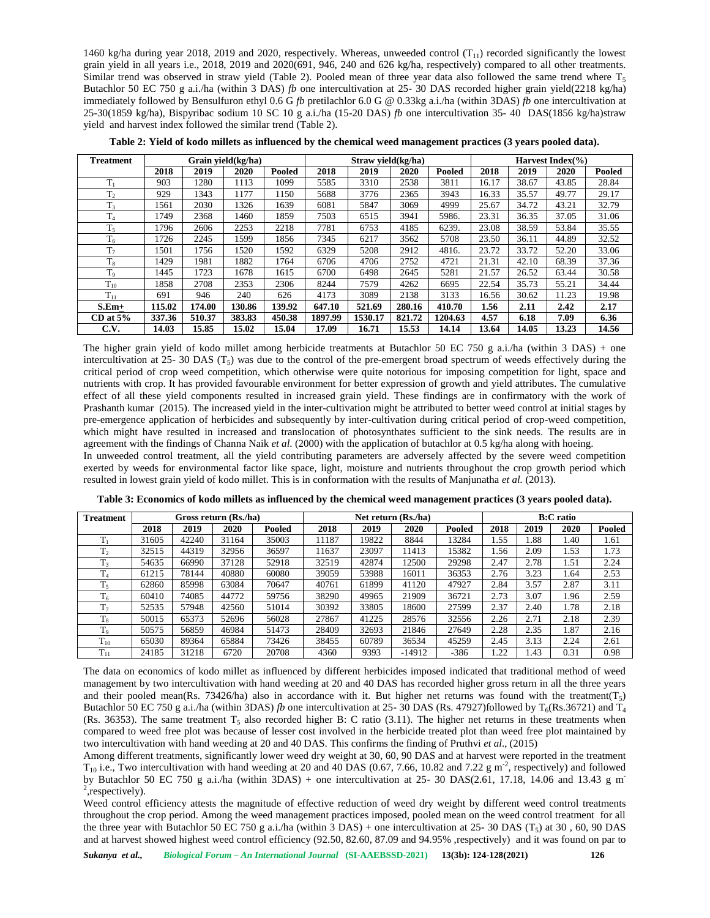1460 kg/ha during year 2018, 2019 and 2020, respectively. Whereas, unweeded control ($T_{11}$) recorded significantly the lowest grain yield in all years i.e., 2018, 2019 and 2020(691, 946, 240 and 626 kg/ha, respectively) compared to all other treatments. Similar trend was observed in straw yield (Table 2). Pooled mean of three year data also followed the same trend where $T_5$ Butachlor 50 EC 750 g a.i./ha (within 3 DAS) *fb* one intercultivation at 25- 30 DAS recorded higher grain yield(2218 kg/ha) immediately followed by Bensulfuron ethyl 0.6 G *fb* pretilachlor 6.0 G @ 0.33kg a.i./ha (within 3DAS) *fb* one intercultivation at 25-30(1859 kg/ha), Bispyribac sodium 10 SC 10 g a.i./ha (15-20 DAS) *fb* one intercultivation 35- 40 DAS(1856 kg/ha)straw yield and harvest index followed the similar trend (Table 2).

**Table 2: Yield of kodo millets as influenced by the chemical weed management practices (3 years pooled data).**

| Treatment | Grain yield(kg/ha) | | | | Straw yield(kg/ha) | | | | Harvest Index(%) | | | |
|---|---|---|---|---|---|---|---|---|---|---|---|---|
| | 2018 | 2019 | 2020 | Pooled | 2018 | 2019 | 2020 | Pooled | 2018 | 2019 | 2020 | Pooled |
| $T_1$ | 903 | 1280 | 1113 | 1099 | 5585 | 3310 | 2538 | 3811 | 16.17 | 38.67 | 43.85 | 28.84 |
| $T_2$ | 929 | 1343 | 1177 | 1150 | 5688 | 3776 | 2365 | 3943 | 16.33 | 35.57 | 49.77 | 29.17 |
| $T_3$ | 1561 | 2030 | 1326 | 1639 | 6081 | 5847 | 3069 | 4999 | 25.67 | 34.72 | 43.21 | 32.79 |
| $T_4$ | 1749 | 2368 | 1460 | 1859 | 7503 | 6515 | 3941 | 5986. | 23.31 | 36.35 | 37.05 | 31.06 |
| $T_5$ | 1796 | 2606 | 2253 | 2218 | 7781 | 6753 | 4185 | 6239. | 23.08 | 38.59 | 53.84 | 35.55 |
| $T_6$ | 1726 | 2245 | 1599 | 1856 | 7345 | 6217 | 3562 | 5708 | 23.50 | 36.11 | 44.89 | 32.52 |
| $T_7$ | 1501 | 1756 | 1520 | 1592 | 6329 | 5208 | 2912 | 4816. | 23.72 | 33.72 | 52.20 | 33.06 |
| $T_8$ | 1429 | 1981 | 1882 | 1764 | 6706 | 4706 | 2752 | 4721 | 21.31 | 42.10 | 68.39 | 37.36 |
| $T_9$ | 1445 | 1723 | 1678 | 1615 | 6700 | 6498 | 2645 | 5281 | 21.57 | 26.52 | 63.44 | 30.58 |
| $T_{10}$ | 1858 | 2708 | 2353 | 2306 | 8244 | 7579 | 4262 | 6695 | 22.54 | 35.73 | 55.21 | 34.44 |
| $T_{11}$ | 691 | 946 | 240 | 626 | 4173 | 3089 | 2138 | 3133 | 16.56 | 30.62 | 11.23 | 19.98 |
| **S.Em±** | **115.02** | **174.00** | **130.86** | **139.92** | **647.10** | **521.69** | **280.16** | **410.70** | **1.56** | **2.11** | **2.42** | **2.17** |
| **CD at 5%** | **337.36** | **510.37** | **383.83** | **450.38** | **1897.99** | **1530.17** | **821.72** | **1204.63** | **4.57** | **6.18** | **7.09** | **6.36** |
| **C.V.** | **14.03** | **15.85** | **15.02** | **15.04** | **17.09** | **16.71** | **15.53** | **14.14** | **13.64** | **14.05** | **13.23** | **14.56** |

The higher grain yield of kodo millet among herbicide treatments at Butachlor 50 EC 750 g a.i./ha (within 3 DAS) + one intercultivation at 25- 30 DAS ($T_5$) was due to the control of the pre-emergent broad spectrum of weeds effectively during the critical period of crop weed competition, which otherwise were quite notorious for imposing competition for light, space and nutrients with crop. It has provided favourable environment for better expression of growth and yield attributes. The cumulative effect of all these yield components resulted in increased grain yield. These findings are in confirmatory with the work of Prashanth kumar (2015). The increased yield in the inter-cultivation might be attributed to better weed control at initial stages by pre-emergence application of herbicides and subsequently by inter-cultivation during critical period of crop-weed competition, which might have resulted in increased and translocation of photosynthates sufficient to the sink needs. The results are in agreement with the findings of Channa Naik *et al.* (2000) with the application of butachlor at 0.5 kg/ha along with hoeing.

In unweeded control treatment, all the yield contributing parameters are adversely affected by the severe weed competition exerted by weeds for environmental factor like space, light, moisture and nutrients throughout the crop growth period which resulted in lowest grain yield of kodo millet. This is in conformation with the results of Manjunatha *et al.* (2013).

**Table 3: Economics of kodo millets as influenced by the chemical weed management practices (3 years pooled data).**

| Treatment | Gross return (Rs./ha) | | | | Net return (Rs./ha) | | | | B:C ratio | | | |
|---|---|---|---|---|---|---|---|---|---|---|---|---|
| | 2018 | 2019 | 2020 | Pooled | 2018 | 2019 | 2020 | Pooled | 2018 | 2019 | 2020 | Pooled |
| $T_1$ | 31605 | 42240 | 31164 | 35003 | 11187 | 19822 | 8844 | 13284 | 1.55 | 1.88 | 1.40 | 1.61 |
| $T_2$ | 32515 | 44319 | 32956 | 36597 | 11637 | 23097 | 11413 | 15382 | 1.56 | 2.09 | 1.53 | 1.73 |
| $T_3$ | 54635 | 66990 | 37128 | 52918 | 32519 | 42874 | 12500 | 29298 | 2.47 | 2.78 | 1.51 | 2.24 |
| $T_4$ | 61215 | 78144 | 40880 | 60080 | 39059 | 53988 | 16011 | 36353 | 2.76 | 3.23 | 1.64 | 2.53 |
| $T_5$ | 62860 | 85998 | 63084 | 70647 | 40761 | 61899 | 41120 | 47927 | 2.84 | 3.57 | 2.87 | 3.11 |
| $T_6$ | 60410 | 74085 | 44772 | 59756 | 38290 | 49965 | 21909 | 36721 | 2.73 | 3.07 | 1.96 | 2.59 |
| $T_7$ | 52535 | 57948 | 42560 | 51014 | 30392 | 33805 | 18600 | 27599 | 2.37 | 2.40 | 1.78 | 2.18 |
| $T_8$ | 50015 | 65373 | 52696 | 56028 | 27867 | 41225 | 28576 | 32556 | 2.26 | 2.71 | 2.18 | 2.39 |
| $T_9$ | 50575 | 56859 | 46984 | 51473 | 28409 | 32693 | 21846 | 27649 | 2.28 | 2.35 | 1.87 | 2.16 |
| $T_{10}$ | 65030 | 89364 | 65884 | 73426 | 38455 | 60789 | 36534 | 45259 | 2.45 | 3.13 | 2.24 | 2.61 |
| $T_{11}$ | 24185 | 31218 | 6720 | 20708 | 4360 | 9393 | -14912 | -386 | 1.22 | 1.43 | 0.31 | 0.98 |

The data on economics of kodo millet as influenced by different herbicides imposed indicated that traditional method of weed management by two intercultivation with hand weeding at 20 and 40 DAS has recorded higher gross return in all the three years and their pooled mean(Rs. 73426/ha) also in accordance with it. But higher net returns was found with the treatment($T_5$) Butachlor 50 EC 750 g a.i./ha (within 3DAS) *fb* one intercultivation at 25- 30 DAS (Rs. 47927)followed by $T_6$(Rs.36721) and $T_4$ (Rs. 36353). The same treatment $T_5$ also recorded higher B: C ratio (3.11). The higher net returns in these treatments when compared to weed free plot was because of lesser cost involved in the herbicide treated plot than weed free plot maintained by two intercultivation with hand weeding at 20 and 40 DAS. This confirms the finding of Pruthvi *et al*., (2015)

Among different treatments, significantly lower weed dry weight at 30, 60, 90 DAS and at harvest were reported in the treatment $T_{10}$ i.e., Two intercultivation with hand weeding at 20 and 40 DAS (0.67, 7.66, 10.82 and 7.22 g $m^{-2}$, respectively) and followed by Butachlor 50 EC 750 g a.i./ha (within 3DAS) + one intercultivation at 25- 30 DAS(2.61, 17.18, 14.06 and 13.43 g $m^{-2}$,respectively).

Weed control efficiency attests the magnitude of effective reduction of weed dry weight by different weed control treatments throughout the crop period. Among the weed management practices imposed, pooled mean on the weed control treatment for all the three year with Butachlor 50 EC 750 g a.i./ha (within 3 DAS) + one intercultivation at 25- 30 DAS ($T_5$) at 30 , 60, 90 DAS and at harvest showed highest weed control efficiency (92.50, 82.60, 87.09 and 94.95% ,respectively) and it was found on par to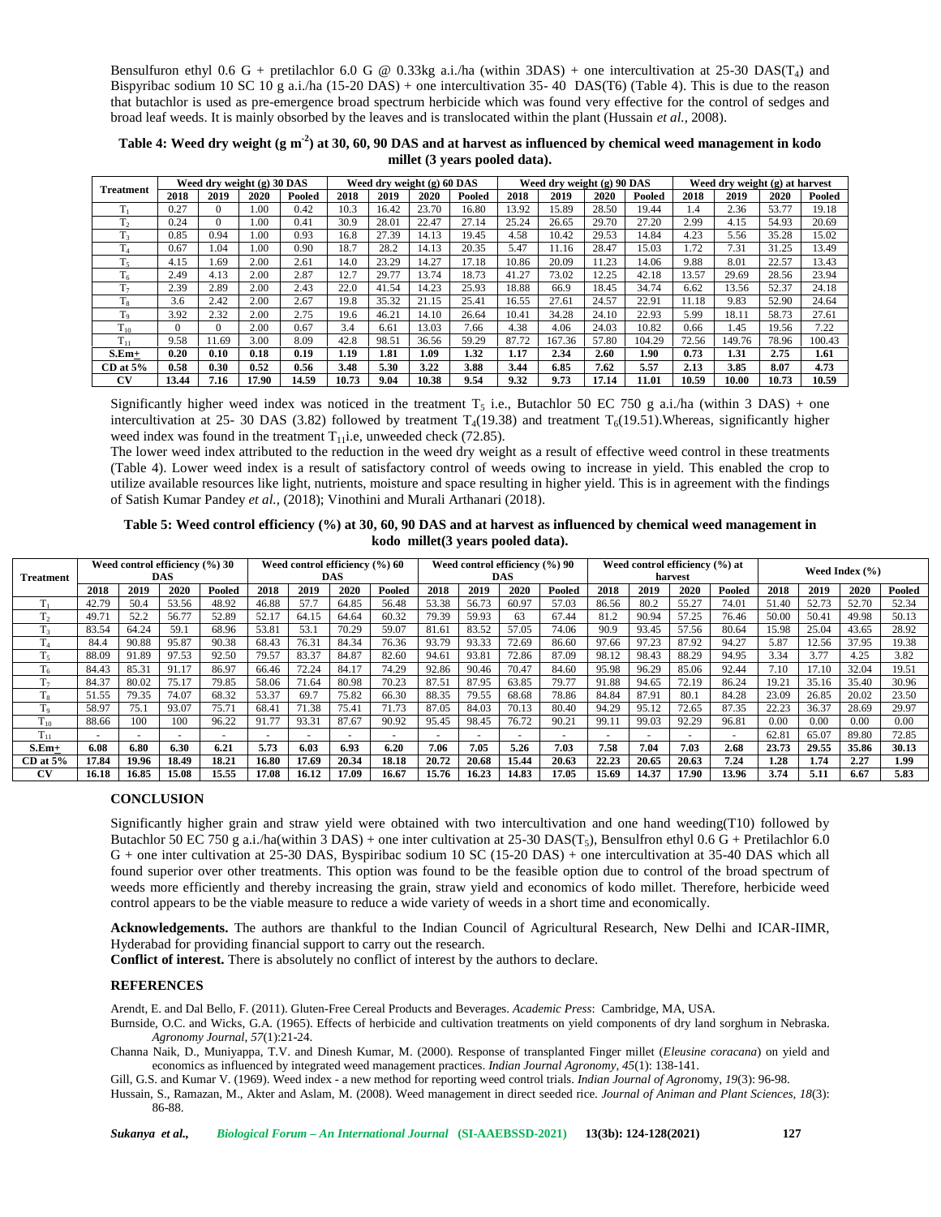Bensulfuron ethyl 0.6 G + pretilachlor 6.0 G @ 0.33kg a.i./ha (within 3DAS) + one intercultivation at 25-30 DAS($T_4$) and Bispyribac sodium 10 SC 10 g a.i./ha (15-20 DAS) + one intercultivation 35- 40 DAS(T6) (Table 4). This is due to the reason that butachlor is used as pre-emergence broad spectrum herbicide which was found very effective for the control of sedges and broad leaf weeds. It is mainly obsorbed by the leaves and is translocated within the plant (Hussain *et al.,* 2008).

**Table 4: Weed dry weight (g m$^{-2}$) at 30, 60, 90 DAS and at harvest as influenced by chemical weed management in kodo millet (3 years pooled data).**

| Treatment | Weed dry weight (g) 30 DAS | | | | Weed dry weight (g) 60 DAS | | | | Weed dry weight (g) 90 DAS | | | | Weed dry weight (g) at harvest | | | |
|---|---|---|---|---|---|---|---|---|---|---|---|---|---|---|---|---|
| | 2018 | 2019 | 2020 | Pooled | 2018 | 2019 | 2020 | Pooled | 2018 | 2019 | 2020 | Pooled | 2018 | 2019 | 2020 | Pooled |
| $T_1$ | 0.27 | 0 | 1.00 | 0.42 | 10.3 | 16.42 | 23.70 | 16.80 | 13.92 | 15.89 | 28.50 | 19.44 | 1.4 | 2.36 | 53.77 | 19.18 |
| $T_2$ | 0.24 | 0 | 1.00 | 0.41 | 30.9 | 28.01 | 22.47 | 27.14 | 25.24 | 26.65 | 29.70 | 27.20 | 2.99 | 4.15 | 54.93 | 20.69 |
| $T_3$ | 0.85 | 0.94 | 1.00 | 0.93 | 16.8 | 27.39 | 14.13 | 19.45 | 4.58 | 10.42 | 29.53 | 14.84 | 4.23 | 5.56 | 35.28 | 15.02 |
| $T_4$ | 0.67 | 1.04 | 1.00 | 0.90 | 18.7 | 28.2 | 14.13 | 20.35 | 5.47 | 11.16 | 28.47 | 15.03 | 1.72 | 7.31 | 31.25 | 13.49 |
| $T_5$ | 4.15 | 1.69 | 2.00 | 2.61 | 14.0 | 23.29 | 14.27 | 17.18 | 10.86 | 20.09 | 11.23 | 14.06 | 9.88 | 8.01 | 22.57 | 13.43 |
| $T_6$ | 2.49 | 4.13 | 2.00 | 2.87 | 12.7 | 29.77 | 13.74 | 18.73 | 41.27 | 73.02 | 12.25 | 42.18 | 13.57 | 29.69 | 28.56 | 23.94 |
| $T_7$ | 2.39 | 2.89 | 2.00 | 2.43 | 22.0 | 41.54 | 14.23 | 25.93 | 18.88 | 66.9 | 18.45 | 34.74 | 6.62 | 13.56 | 52.37 | 24.18 |
| $T_8$ | 3.6 | 2.42 | 2.00 | 2.67 | 19.8 | 35.32 | 21.15 | 25.41 | 16.55 | 27.61 | 24.57 | 22.91 | 11.18 | 9.83 | 52.90 | 24.64 |
| $T_9$ | 3.92 | 2.32 | 2.00 | 2.75 | 19.6 | 46.21 | 14.10 | 26.64 | 10.41 | 34.28 | 24.10 | 22.93 | 5.99 | 18.11 | 58.73 | 27.61 |
| $T_{10}$ | 0 | 0 | 2.00 | 0.67 | 3.4 | 6.61 | 13.03 | 7.66 | 4.38 | 4.06 | 24.03 | 10.82 | 0.66 | 1.45 | 19.56 | 7.22 |
| $T_{11}$ | 9.58 | 11.69 | 3.00 | 8.09 | 42.8 | 98.51 | 36.56 | 59.29 | 87.72 | 167.36 | 57.80 | 104.29 | 72.56 | 149.76 | 78.96 | 100.43 |
| **S.Em±** | **0.20** | **0.10** | **0.18** | **0.19** | **1.19** | **1.81** | **1.09** | **1.32** | **1.17** | **2.34** | **2.60** | **1.90** | **0.73** | **1.31** | **2.75** | **1.61** |
| **CD at 5%** | **0.58** | **0.30** | **0.52** | **0.56** | **3.48** | **5.30** | **3.22** | **3.88** | **3.44** | **6.85** | **7.62** | **5.57** | **2.13** | **3.85** | **8.07** | **4.73** |
| **CV** | **13.44** | **7.16** | **17.90** | **14.59** | **10.73** | **9.04** | **10.38** | **9.54** | **9.32** | **9.73** | **17.14** | **11.01** | **10.59** | **10.00** | **10.73** | **10.59** |

Significantly higher weed index was noticed in the treatment $T_5$ i.e., Butachlor 50 EC 750 g a.i./ha (within 3 DAS) + one intercultivation at 25- 30 DAS (3.82) followed by treatment $T_4$(19.38) and treatment $T_6$(19.51).Whereas, significantly higher weed index was found in the treatment $T_{11}$i.e, unweeded check (72.85).

The lower weed index attributed to the reduction in the weed dry weight as a result of effective weed control in these treatments (Table 4). Lower weed index is a result of satisfactory control of weeds owing to increase in yield. This enabled the crop to utilize available resources like light, nutrients, moisture and space resulting in higher yield. This is in agreement with the findings of Satish Kumar Pandey *et al.,* (2018); Vinothini and Murali Arthanari (2018).

**Table 5: Weed control efficiency (%) at 30, 60, 90 DAS and at harvest as influenced by chemical weed management in kodo millet(3 years pooled data).**

| Treatment | Weed control efficiency (%) 30 DAS | | | | Weed control efficiency (%) 60 DAS | | | | Weed control efficiency (%) 90 DAS | | | | Weed control efficiency (%) at harvest | | | | Weed Index (%) | | | |
|---|---|---|---|---|---|---|---|---|---|---|---|---|---|---|---|---|---|---|---|---|
| | 2018 | 2019 | 2020 | Pooled | 2018 | 2019 | 2020 | Pooled | 2018 | 2019 | 2020 | Pooled | 2018 | 2019 | 2020 | Pooled | 2018 | 2019 | 2020 | Pooled |
| $T_1$ | 42.79 | 50.4 | 53.56 | 48.92 | 46.88 | 57.7 | 64.85 | 56.48 | 53.38 | 56.73 | 60.97 | 57.03 | 86.56 | 80.2 | 55.27 | 74.01 | 51.40 | 52.73 | 52.70 | 52.34 |
| $T_2$ | 49.71 | 52.2 | 56.77 | 52.89 | 52.17 | 64.15 | 64.64 | 60.32 | 79.39 | 59.93 | 63 | 67.44 | 81.2 | 90.94 | 57.25 | 76.46 | 50.00 | 50.41 | 49.98 | 50.13 |
| $T_3$ | 83.54 | 64.24 | 59.1 | 68.96 | 53.81 | 53.1 | 70.29 | 59.07 | 81.61 | 83.52 | 57.05 | 74.06 | 90.9 | 93.45 | 57.56 | 80.64 | 15.98 | 25.04 | 43.65 | 28.92 |
| $T_4$ | 84.4 | 90.88 | 95.87 | 90.38 | 68.43 | 76.31 | 84.34 | 76.36 | 93.79 | 93.33 | 72.69 | 86.60 | 97.66 | 97.23 | 87.92 | 94.27 | 5.87 | 12.56 | 37.95 | 19.38 |
| $T_5$ | 88.09 | 91.89 | 97.53 | 92.50 | 79.57 | 83.37 | 84.87 | 82.60 | 94.61 | 93.81 | 72.86 | 87.09 | 98.12 | 98.43 | 88.29 | 94.95 | 3.34 | 3.77 | 4.25 | 3.82 |
| $T_6$ | 84.43 | 85.31 | 91.17 | 86.97 | 66.46 | 72.24 | 84.17 | 74.29 | 92.86 | 90.46 | 70.47 | 84.60 | 95.98 | 96.29 | 85.06 | 92.44 | 7.10 | 17.10 | 32.04 | 19.51 |
| $T_7$ | 84.37 | 80.02 | 75.17 | 79.85 | 58.06 | 71.64 | 80.98 | 70.23 | 87.51 | 87.95 | 63.85 | 79.77 | 91.88 | 94.65 | 72.19 | 86.24 | 19.21 | 35.16 | 35.40 | 30.96 |
| $T_8$ | 51.55 | 79.35 | 74.07 | 68.32 | 53.37 | 69.7 | 75.82 | 66.30 | 88.35 | 79.55 | 68.68 | 78.86 | 84.84 | 87.91 | 80.1 | 84.28 | 23.09 | 26.85 | 20.02 | 23.50 |
| $T_9$ | 58.97 | 75.1 | 93.07 | 75.71 | 68.41 | 71.38 | 75.41 | 71.73 | 87.05 | 84.03 | 70.13 | 80.40 | 94.29 | 95.12 | 72.65 | 87.35 | 22.23 | 36.37 | 28.69 | 29.97 |
| $T_{10}$ | 88.66 | 100 | 100 | 96.22 | 91.77 | 93.31 | 87.67 | 90.92 | 95.45 | 98.45 | 76.72 | 90.21 | 99.11 | 99.03 | 92.29 | 96.81 | 0.00 | 0.00 | 0.00 | 0.00 |
| $T_{11}$ | - | - | - | - | - | - | - | - | - | - | - | - | - | - | - | - | 62.81 | 65.07 | 89.80 | 72.85 |
| **S.Em±** | **6.08** | **6.80** | **6.30** | **6.21** | **5.73** | **6.03** | **6.93** | **6.20** | **7.06** | **7.05** | **5.26** | **7.03** | **7.58** | **7.04** | **7.03** | **2.68** | **23.73** | **29.55** | **35.86** | **30.13** |
| **CD at 5%** | **17.84** | **19.96** | **18.49** | **18.21** | **16.80** | **17.69** | **20.34** | **18.18** | **20.72** | **20.68** | **15.44** | **20.63** | **22.23** | **20.65** | **20.63** | **7.24** | **1.28** | **1.74** | **2.27** | **1.99** |
| **CV** | **16.18** | **16.85** | **15.08** | **15.55** | **17.08** | **16.12** | **17.09** | **16.67** | **15.76** | **16.23** | **14.83** | **17.05** | **15.69** | **14.37** | **17.90** | **13.96** | **3.74** | **5.11** | **6.67** | **5.83** |

## CONCLUSION

Significantly higher grain and straw yield were obtained with two intercultivation and one hand weeding(T10) followed by Butachlor 50 EC 750 g a.i./ha(within 3 DAS) + one inter cultivation at 25-30 DAS($T_5$), Bensulfron ethyl 0.6 G + Pretilachlor 6.0 G + one inter cultivation at 25-30 DAS, Byspiribac sodium 10 SC (15-20 DAS) + one intercultivation at 35-40 DAS which all found superior over other treatments. This option was found to be the feasible option due to control of the broad spectrum of weeds more efficiently and thereby increasing the grain, straw yield and economics of kodo millet. Therefore, herbicide weed control appears to be the viable measure to reduce a wide variety of weeds in a short time and economically.

**Acknowledgements.** The authors are thankful to the Indian Council of Agricultural Research, New Delhi and ICAR-IIMR, Hyderabad for providing financial support to carry out the research.

**Conflict of interest.** There is absolutely no conflict of interest by the authors to declare.

## REFERENCES

Arendt, E. and Dal Bello, F. (2011). Gluten-Free Cereal Products and Beverages. *Academic Press*: Cambridge, MA, USA.

Burnside, O.C. and Wicks, G.A. (1965). Effects of herbicide and cultivation treatments on yield components of dry land sorghum in Nebraska. *Agronomy Journal*, *57*(1):21-24.

Channa Naik, D., Muniyappa, T.V. and Dinesh Kumar, M. (2000). Response of transplanted Finger millet (*Eleusine coracana*) on yield and economics as influenced by integrated weed management practices. *Indian Journal Agronomy*, *45*(1): 138-141.

Gill, G.S. and Kumar V. (1969). Weed index - a new method for reporting weed control trials. *Indian Journal of Agronomy*, *19*(3): 96-98.

Hussain, S., Ramazan, M., Akter and Aslam, M. (2008). Weed management in direct seeded rice. *Journal of Animan and Plant Sciences, 18*(3): 86-88.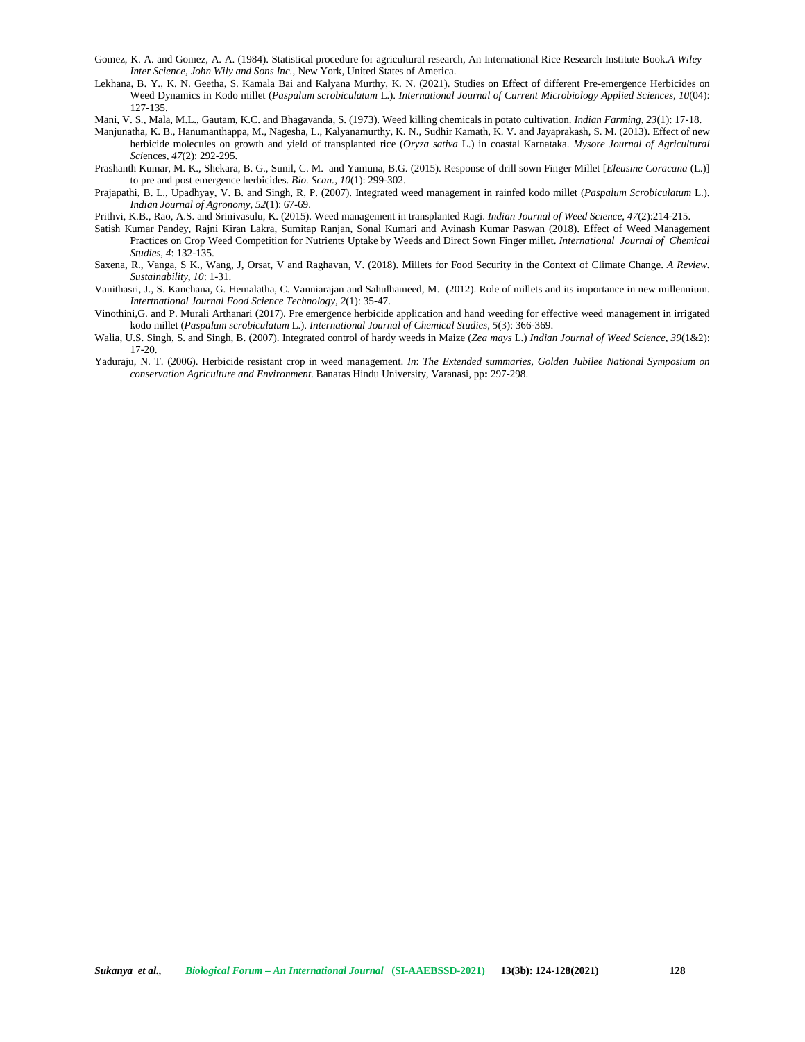Gomez, K. A. and Gomez, A. A. (1984). Statistical procedure for agricultural research, An International Rice Research Institute Book.*A Wiley – Inter Science, John Wily and Sons Inc.*, New York, United States of America.

Lekhana, B. Y., K. N. Geetha, S. Kamala Bai and Kalyana Murthy, K. N. (2021). Studies on Effect of different Pre-emergence Herbicides on Weed Dynamics in Kodo millet (*Paspalum scrobiculatum* L.). *International Journal of Current Microbiology Applied Sciences*, *10*(04): 127-135.

Mani, V. S., Mala, M.L., Gautam, K.C. and Bhagavanda, S. (1973). Weed killing chemicals in potato cultivation. *Indian Farming*, *23*(1): 17-18.

Manjunatha, K. B., Hanumanthappa, M., Nagesha, L., Kalyanamurthy, K. N., Sudhir Kamath, K. V. and Jayaprakash, S. M. (2013). Effect of new herbicide molecules on growth and yield of transplanted rice (*Oryza sativa* L.) in coastal Karnataka. *Mysore Journal of Agricultural Sci*ences, *47*(2): 292-295.

Prashanth Kumar, M. K., Shekara, B. G., Sunil, C. M. and Yamuna, B.G. (2015). Response of drill sown Finger Millet [*Eleusine Coracana* (L.)] to pre and post emergence herbicides. *Bio. Scan.*, *10*(1): 299-302.

Prajapathi, B. L., Upadhyay, V. B. and Singh, R, P. (2007). Integrated weed management in rainfed kodo millet (*Paspalum Scrobiculatum* L.). *Indian Journal of Agronomy*, *52*(1): 67-69.

Prithvi, K.B., Rao, A.S. and Srinivasulu, K. (2015). Weed management in transplanted Ragi. *Indian Journal of Weed Science*, *47*(2):214-215.

Satish Kumar Pandey, Rajni Kiran Lakra, Sumitap Ranjan, Sonal Kumari and Avinash Kumar Paswan (2018). Effect of Weed Management Practices on Crop Weed Competition for Nutrients Uptake by Weeds and Direct Sown Finger millet. *International Journal of Chemical Studies*, *4*: 132-135.

Saxena, R., Vanga, S K., Wang, J, Orsat, V and Raghavan, V. (2018). Millets for Food Security in the Context of Climate Change. *A Review. Sustainability*, *10*: 1-31.

Vanithasri, J., S. Kanchana, G. Hemalatha, C. Vanniarajan and Sahulhameed, M. (2012). Role of millets and its importance in new millennium. *Intertnational Journal Food Science Technology*, *2*(1): 35-47.

Vinothini,G. and P. Murali Arthanari (2017). Pre emergence herbicide application and hand weeding for effective weed management in irrigated kodo millet (*Paspalum scrobiculatum* L.). *International Journal of Chemical Studies*, *5*(3): 366-369.

Walia, U.S. Singh, S. and Singh, B. (2007). Integrated control of hardy weeds in Maize (*Zea mays* L.) *Indian Journal of Weed Science*, *39*(1&2): 17-20.

Yaduraju, N. T. (2006). Herbicide resistant crop in weed management. *In*: *The Extended summaries, Golden Jubilee National Symposium on conservation Agriculture and Environment*. Banaras Hindu University, Varanasi, pp**:** 297-298.